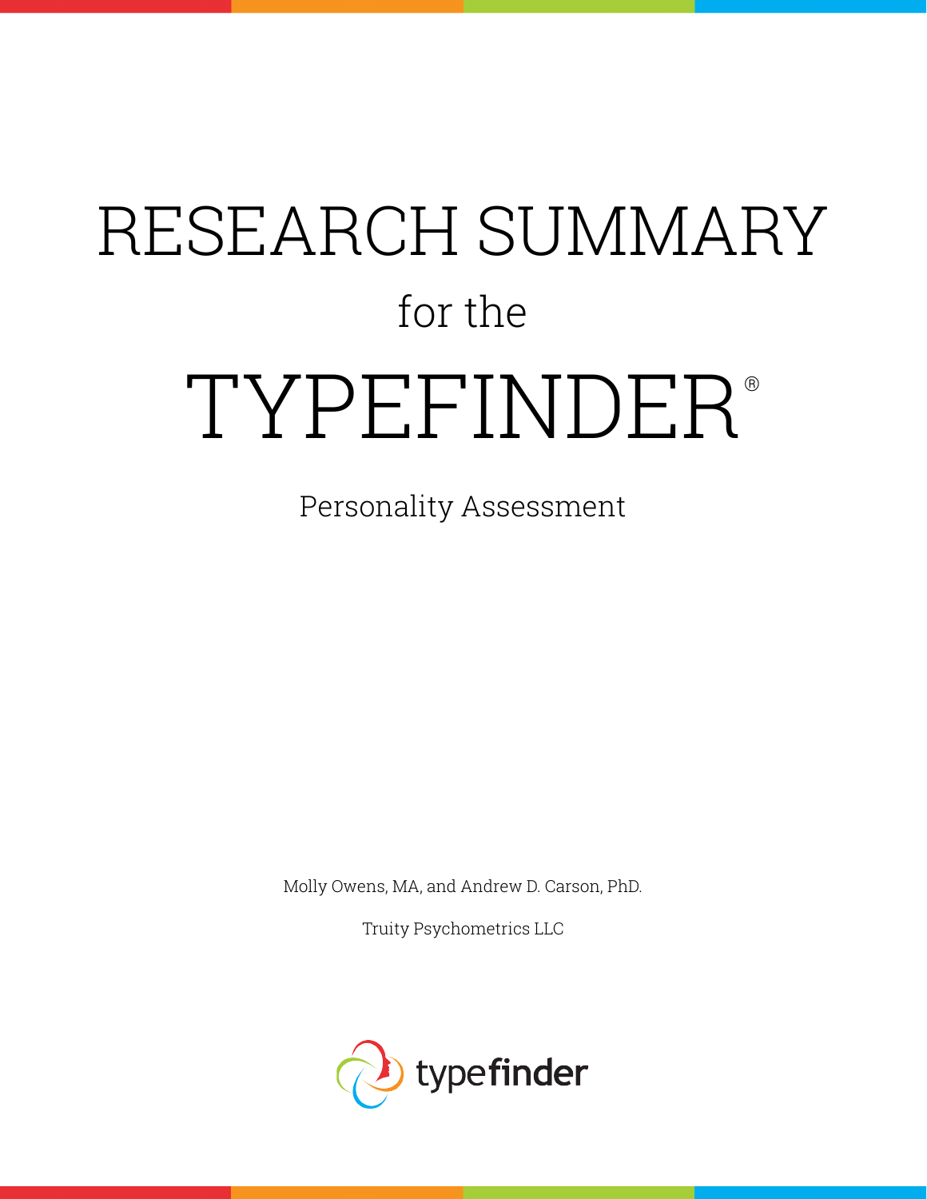# RESEARCH SUMMARY

for the

# TYPEFINDER®

Personality Assessment

Molly Owens, MA, and Andrew D. Carson, PhD.

Truity Psychometrics LLC

typefinder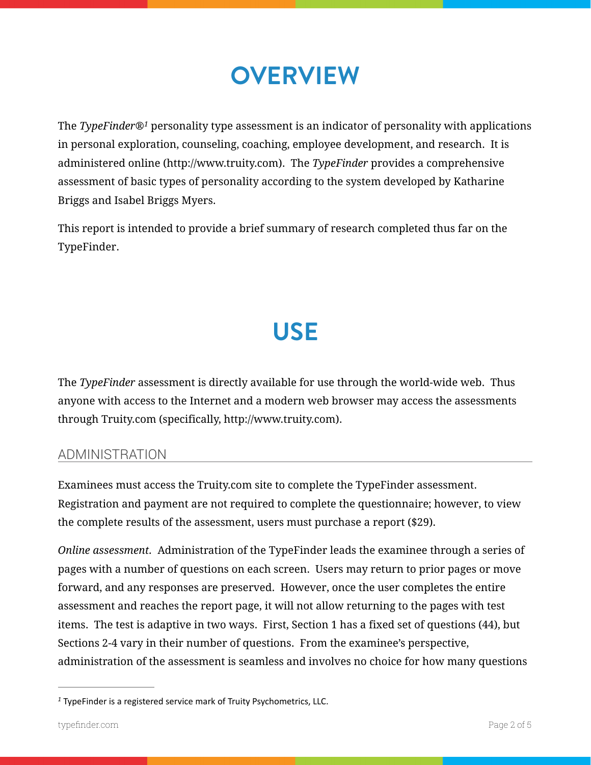# OVERVIEW

The *TypeFinder®*[1] personality type assessment is an indicator of personality with applications in personal exploration, counseling, coaching, employee development, and research. It is administered online (http://www.truity.com). The *TypeFinder* provides a comprehensive assessment of basic types of personality according to the system developed by Katharine Briggs and Isabel Briggs Myers.

This report is intended to provide a brief summary of research completed thus far on the TypeFinder.

# USE

The *TypeFinder* assessment is directly available for use through the world-wide web. Thus anyone with access to the Internet and a modern web browser may access the assessments through Truity.com (specifically, http://www.truity.com).

## ADMINISTRATION

Examinees must access the Truity.com site to complete the TypeFinder assessment. Registration and payment are not required to complete the questionnaire; however, to view the complete results of the assessment, users must purchase a report ($29).

*Online assessment.* Administration of the TypeFinder leads the examinee through a series of pages with a number of questions on each screen. Users may return to prior pages or move forward, and any responses are preserved. However, once the user completes the entire assessment and reaches the report page, it will not allow returning to the pages with test items. The test is adaptive in two ways. First, Section 1 has a fixed set of questions (44), but Sections 2-4 vary in their number of questions. From the examinee's perspective, administration of the assessment is seamless and involves no choice for how many questions

[1] TypeFinder is a registered service mark of Truity Psychometrics, LLC.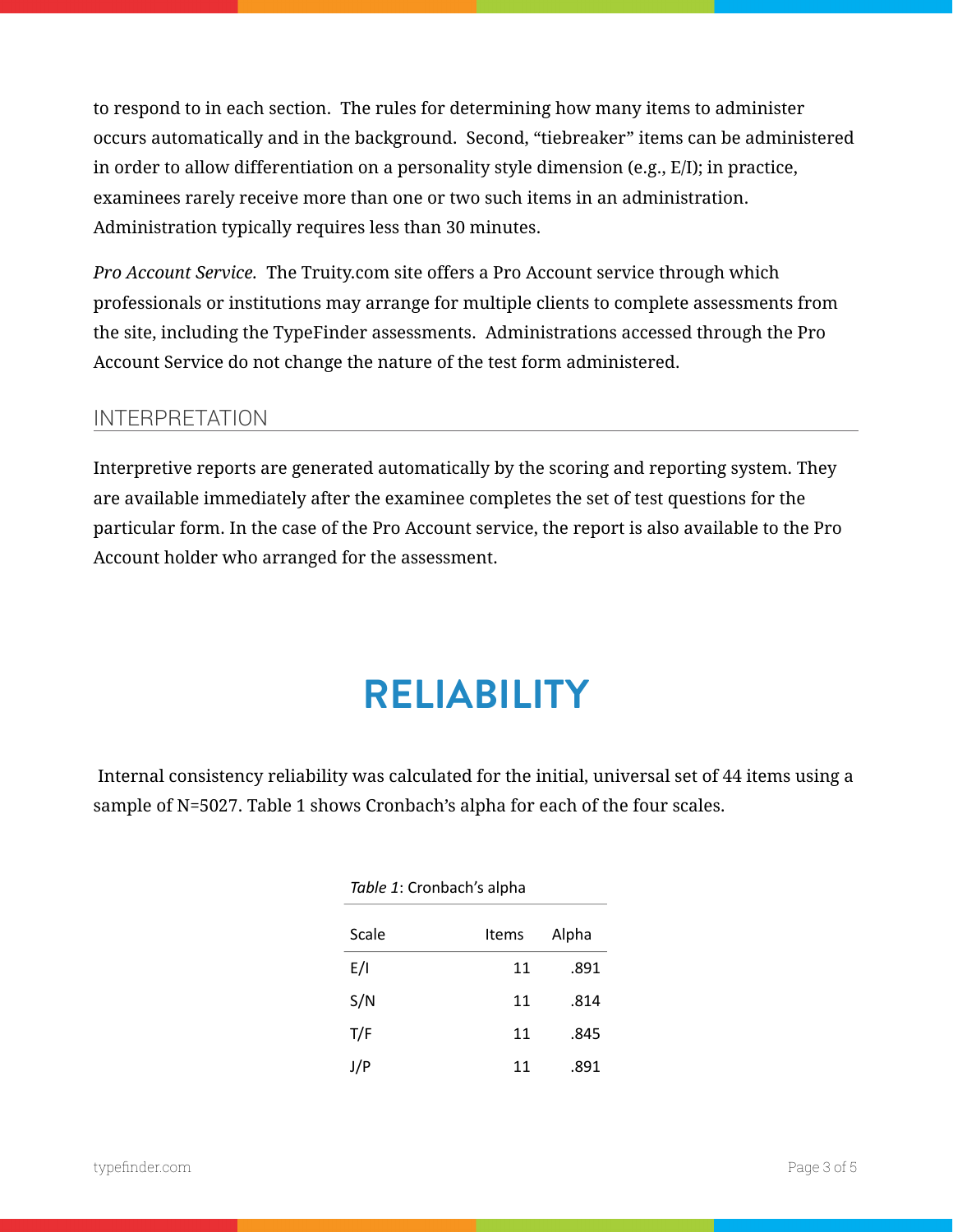to respond to in each section. The rules for determining how many items to administer occurs automatically and in the background. Second, "tiebreaker" items can be administered in order to allow differentiation on a personality style dimension (e.g., E/I); in practice, examinees rarely receive more than one or two such items in an administration. Administration typically requires less than 30 minutes.

*Pro Account Service.* The Truity.com site offers a Pro Account service through which professionals or institutions may arrange for multiple clients to complete assessments from the site, including the TypeFinder assessments. Administrations accessed through the Pro Account Service do not change the nature of the test form administered.

## INTERPRETATION

Interpretive reports are generated automatically by the scoring and reporting system. They are available immediately after the examinee completes the set of test questions for the particular form. In the case of the Pro Account service, the report is also available to the Pro Account holder who arranged for the assessment.

# RELIABILITY

Internal consistency reliability was calculated for the initial, universal set of 44 items using a sample of N=5027. Table 1 shows Cronbach's alpha for each of the four scales.

*Table 1*: Cronbach's alpha

| Scale | Items | Alpha |
|---|---|---|
| E/I | 11 | .891 |
| S/N | 11 | .814 |
| T/F | 11 | .845 |
| J/P | 11 | .891 |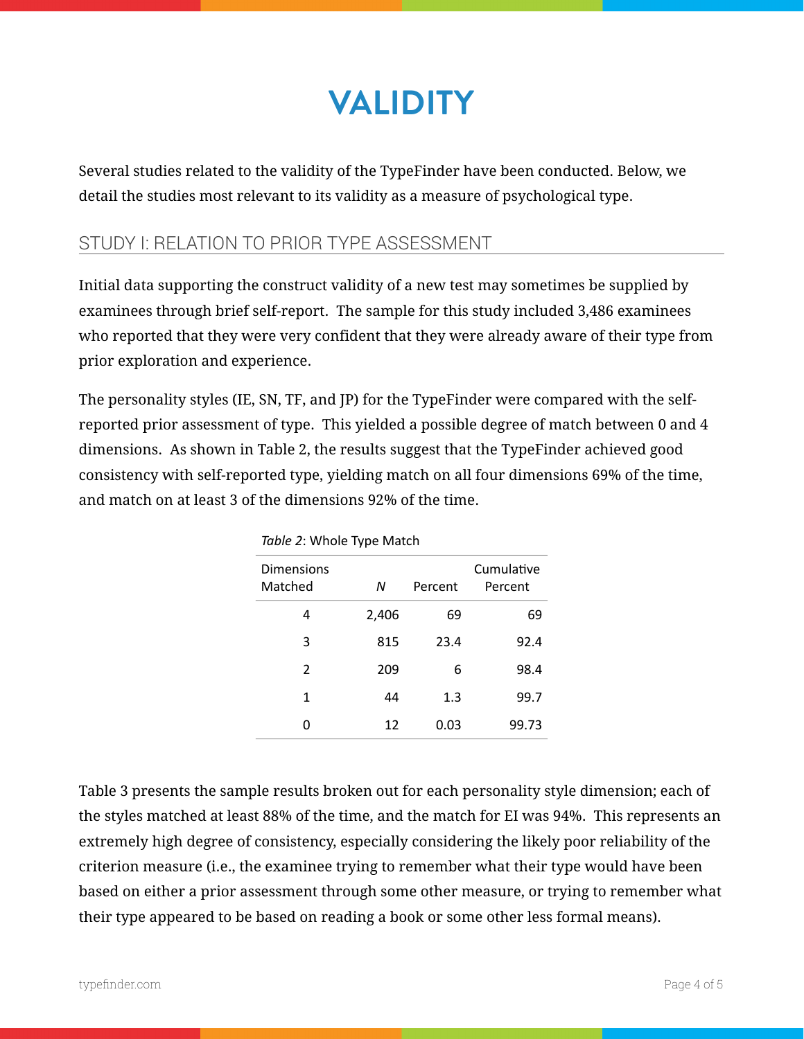# VALIDITY

Several studies related to the validity of the TypeFinder have been conducted. Below, we detail the studies most relevant to its validity as a measure of psychological type.

## STUDY I: RELATION TO PRIOR TYPE ASSESSMENT

Initial data supporting the construct validity of a new test may sometimes be supplied by examinees through brief self-report. The sample for this study included 3,486 examinees who reported that they were very confident that they were already aware of their type from prior exploration and experience.

The personality styles (IE, SN, TF, and JP) for the TypeFinder were compared with the self-reported prior assessment of type. This yielded a possible degree of match between 0 and 4 dimensions. As shown in Table 2, the results suggest that the TypeFinder achieved good consistency with self-reported type, yielding match on all four dimensions 69% of the time, and match on at least 3 of the dimensions 92% of the time.

*Table 2*: Whole Type Match

| Dimensions Matched | *N* | Percent | Cumulative Percent |
|---|---|---|---|
| 4 | 2,406 | 69 | 69 |
| 3 | 815 | 23.4 | 92.4 |
| 2 | 209 | 6 | 98.4 |
| 1 | 44 | 1.3 | 99.7 |
| 0 | 12 | 0.03 | 99.73 |

Table 3 presents the sample results broken out for each personality style dimension; each of the styles matched at least 88% of the time, and the match for EI was 94%. This represents an extremely high degree of consistency, especially considering the likely poor reliability of the criterion measure (i.e., the examinee trying to remember what their type would have been based on either a prior assessment through some other measure, or trying to remember what their type appeared to be based on reading a book or some other less formal means).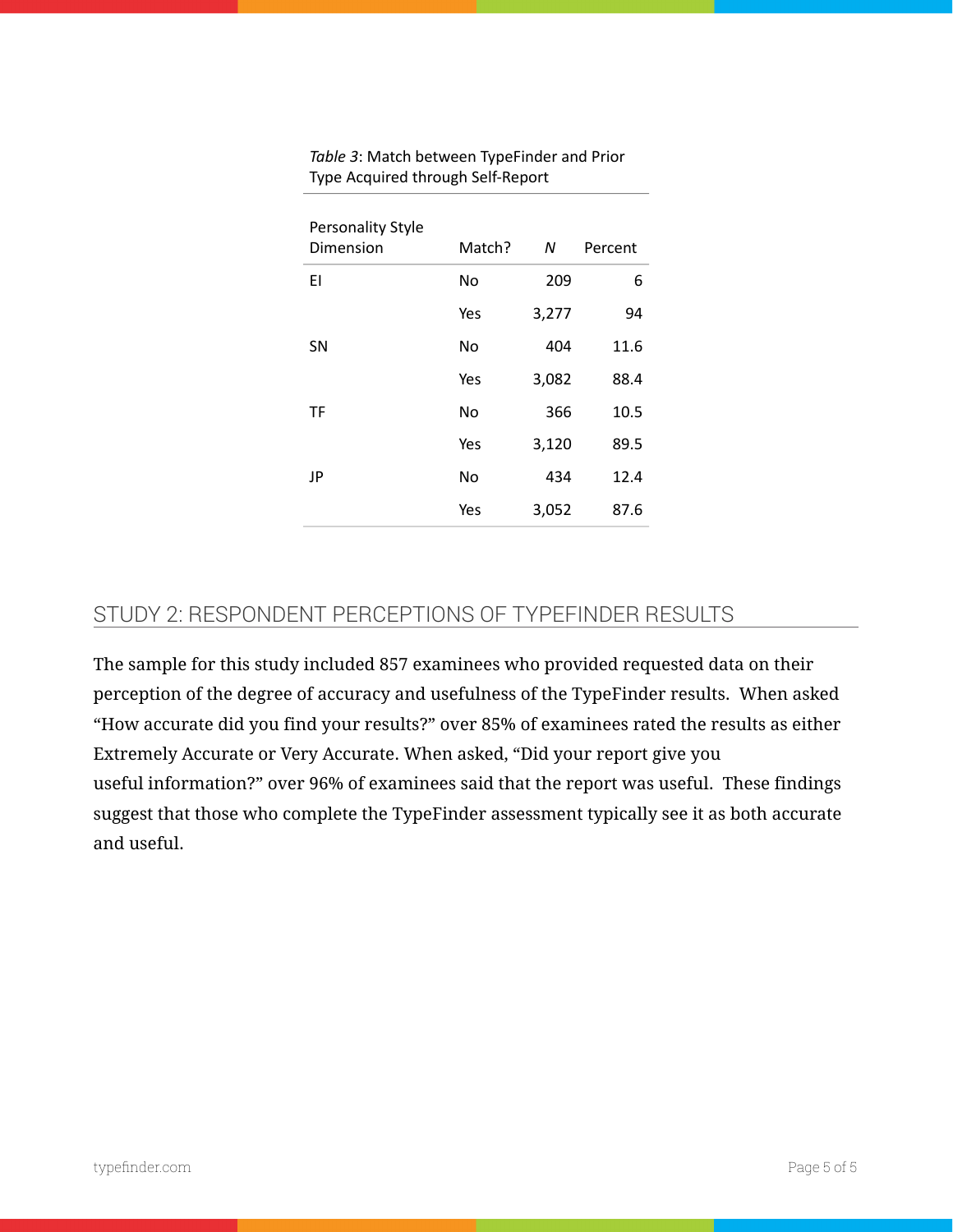*Table 3*: Match between TypeFinder and Prior Type Acquired through Self-Report

| Personality Style Dimension | Match? | *N* | Percent |
|---|---|---|---|
| EI | No | 209 | 6 |
| | Yes | 3,277 | 94 |
| SN | No | 404 | 11.6 |
| | Yes | 3,082 | 88.4 |
| TF | No | 366 | 10.5 |
| | Yes | 3,120 | 89.5 |
| JP | No | 434 | 12.4 |
| | Yes | 3,052 | 87.6 |

## STUDY 2: RESPONDENT PERCEPTIONS OF TYPEFINDER RESULTS

The sample for this study included 857 examinees who provided requested data on their perception of the degree of accuracy and usefulness of the TypeFinder results. When asked "How accurate did you find your results?" over 85% of examinees rated the results as either Extremely Accurate or Very Accurate. When asked, "Did your report give you useful information?" over 96% of examinees said that the report was useful. These findings suggest that those who complete the TypeFinder assessment typically see it as both accurate and useful.